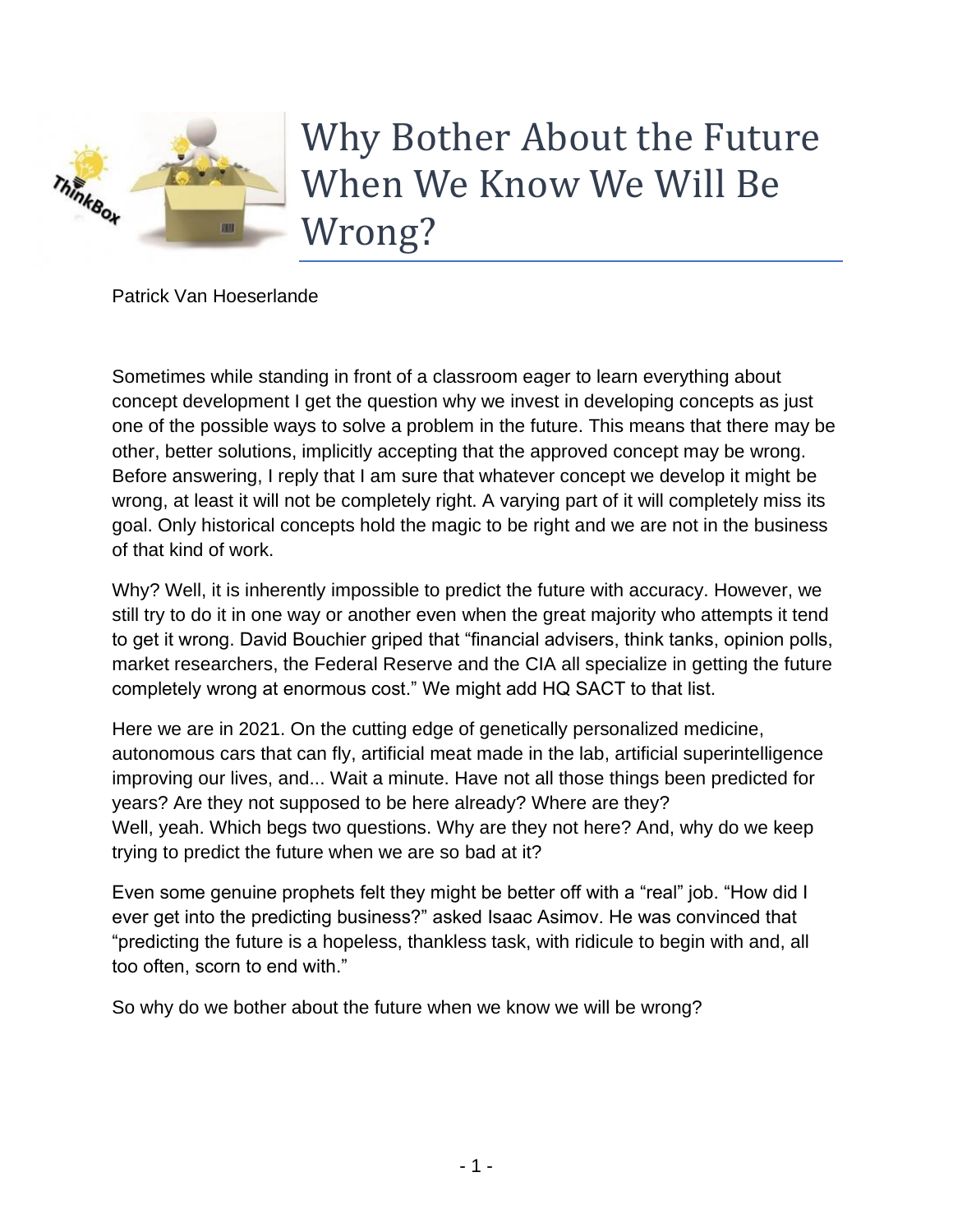# Why Bother About the Future When We Know We Will Be Wrong?

Patrick Van Hoeserlande

Sometimes while standing in front of a classroom eager to learn everything about concept development I get the question why we invest in developing concepts as just one of the possible ways to solve a problem in the future. This means that there may be other, better solutions, implicitly accepting that the approved concept may be wrong. Before answering, I reply that I am sure that whatever concept we develop it might be wrong, at least it will not be completely right. A varying part of it will completely miss its goal. Only historical concepts hold the magic to be right and we are not in the business of that kind of work.

Why? Well, it is inherently impossible to predict the future with accuracy. However, we still try to do it in one way or another even when the great majority who attempts it tend to get it wrong. David Bouchier griped that "financial advisers, think tanks, opinion polls, market researchers, the Federal Reserve and the CIA all specialize in getting the future completely wrong at enormous cost." We might add HQ SACT to that list.

Here we are in 2021. On the cutting edge of genetically personalized medicine, autonomous cars that can fly, artificial meat made in the lab, artificial superintelligence improving our lives, and... Wait a minute. Have not all those things been predicted for years? Are they not supposed to be here already? Where are they?
Well, yeah. Which begs two questions. Why are they not here? And, why do we keep trying to predict the future when we are so bad at it?

Even some genuine prophets felt they might be better off with a "real" job. "How did I ever get into the predicting business?" asked Isaac Asimov. He was convinced that "predicting the future is a hopeless, thankless task, with ridicule to begin with and, all too often, scorn to end with."

So why do we bother about the future when we know we will be wrong?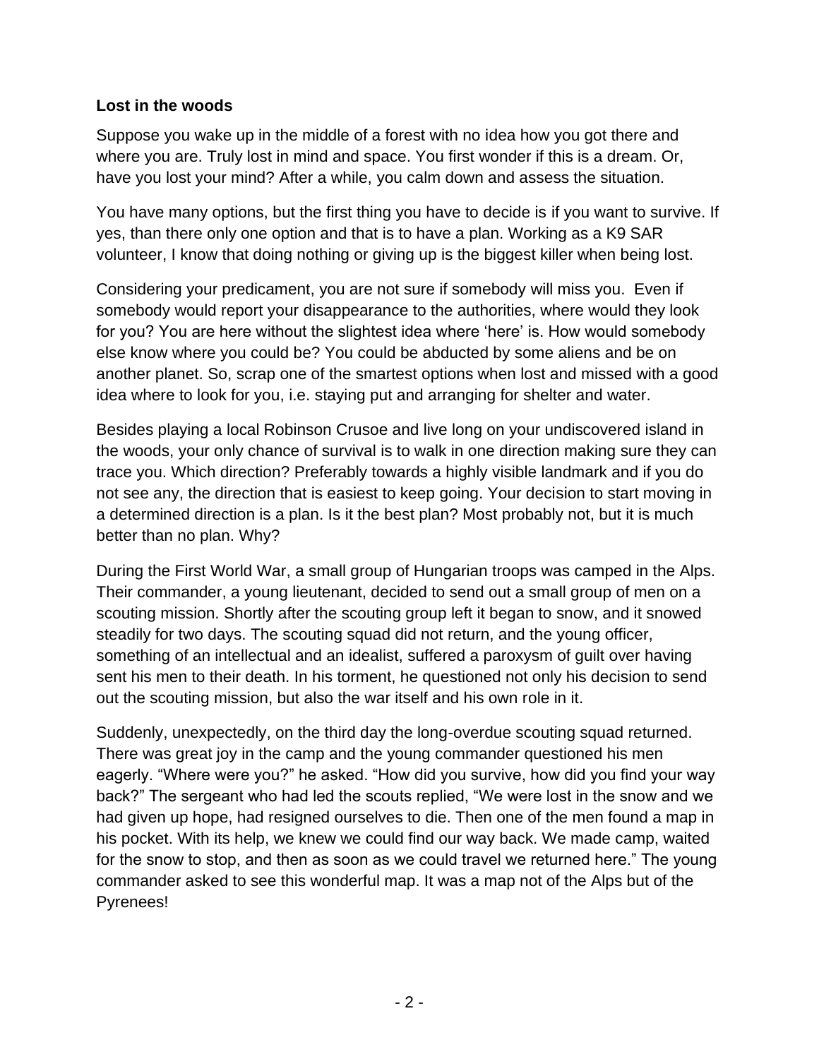**Lost in the woods**

Suppose you wake up in the middle of a forest with no idea how you got there and where you are. Truly lost in mind and space. You first wonder if this is a dream. Or, have you lost your mind? After a while, you calm down and assess the situation.

You have many options, but the first thing you have to decide is if you want to survive. If yes, than there only one option and that is to have a plan. Working as a K9 SAR volunteer, I know that doing nothing or giving up is the biggest killer when being lost.

Considering your predicament, you are not sure if somebody will miss you. Even if somebody would report your disappearance to the authorities, where would they look for you? You are here without the slightest idea where 'here' is. How would somebody else know where you could be? You could be abducted by some aliens and be on another planet. So, scrap one of the smartest options when lost and missed with a good idea where to look for you, i.e. staying put and arranging for shelter and water.

Besides playing a local Robinson Crusoe and live long on your undiscovered island in the woods, your only chance of survival is to walk in one direction making sure they can trace you. Which direction? Preferably towards a highly visible landmark and if you do not see any, the direction that is easiest to keep going. Your decision to start moving in a determined direction is a plan. Is it the best plan? Most probably not, but it is much better than no plan. Why?

During the First World War, a small group of Hungarian troops was camped in the Alps. Their commander, a young lieutenant, decided to send out a small group of men on a scouting mission. Shortly after the scouting group left it began to snow, and it snowed steadily for two days. The scouting squad did not return, and the young officer, something of an intellectual and an idealist, suffered a paroxysm of guilt over having sent his men to their death. In his torment, he questioned not only his decision to send out the scouting mission, but also the war itself and his own role in it.

Suddenly, unexpectedly, on the third day the long-overdue scouting squad returned. There was great joy in the camp and the young commander questioned his men eagerly. "Where were you?" he asked. "How did you survive, how did you find your way back?" The sergeant who had led the scouts replied, "We were lost in the snow and we had given up hope, had resigned ourselves to die. Then one of the men found a map in his pocket. With its help, we knew we could find our way back. We made camp, waited for the snow to stop, and then as soon as we could travel we returned here." The young commander asked to see this wonderful map. It was a map not of the Alps but of the Pyrenees!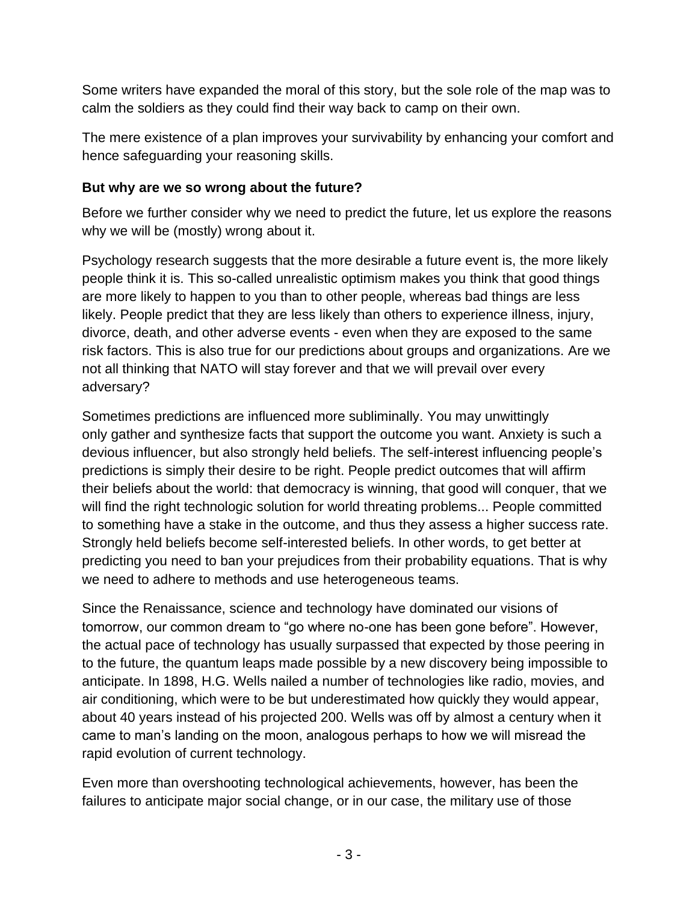Some writers have expanded the moral of this story, but the sole role of the map was to calm the soldiers as they could find their way back to camp on their own.

The mere existence of a plan improves your survivability by enhancing your comfort and hence safeguarding your reasoning skills.

**But why are we so wrong about the future?**

Before we further consider why we need to predict the future, let us explore the reasons why we will be (mostly) wrong about it.

Psychology research suggests that the more desirable a future event is, the more likely people think it is. This so-called unrealistic optimism makes you think that good things are more likely to happen to you than to other people, whereas bad things are less likely. People predict that they are less likely than others to experience illness, injury, divorce, death, and other adverse events - even when they are exposed to the same risk factors. This is also true for our predictions about groups and organizations. Are we not all thinking that NATO will stay forever and that we will prevail over every adversary?

Sometimes predictions are influenced more subliminally. You may unwittingly only gather and synthesize facts that support the outcome you want. Anxiety is such a devious influencer, but also strongly held beliefs. The self-interest influencing people's predictions is simply their desire to be right. People predict outcomes that will affirm their beliefs about the world: that democracy is winning, that good will conquer, that we will find the right technologic solution for world threating problems... People committed to something have a stake in the outcome, and thus they assess a higher success rate. Strongly held beliefs become self-interested beliefs. In other words, to get better at predicting you need to ban your prejudices from their probability equations. That is why we need to adhere to methods and use heterogeneous teams.

Since the Renaissance, science and technology have dominated our visions of tomorrow, our common dream to "go where no-one has been gone before". However, the actual pace of technology has usually surpassed that expected by those peering in to the future, the quantum leaps made possible by a new discovery being impossible to anticipate. In 1898, H.G. Wells nailed a number of technologies like radio, movies, and air conditioning, which were to be but underestimated how quickly they would appear, about 40 years instead of his projected 200. Wells was off by almost a century when it came to man's landing on the moon, analogous perhaps to how we will misread the rapid evolution of current technology.

Even more than overshooting technological achievements, however, has been the failures to anticipate major social change, or in our case, the military use of those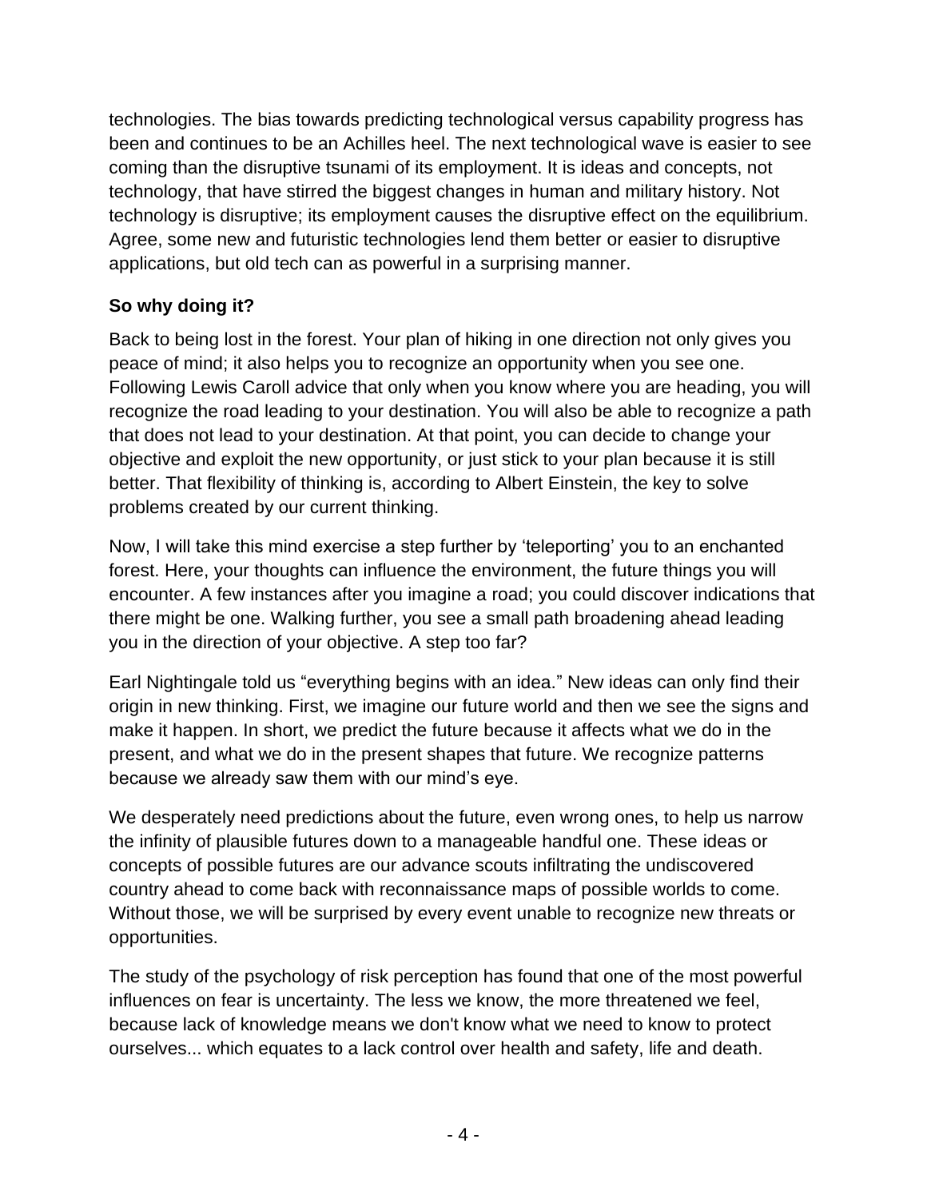technologies. The bias towards predicting technological versus capability progress has been and continues to be an Achilles heel. The next technological wave is easier to see coming than the disruptive tsunami of its employment. It is ideas and concepts, not technology, that have stirred the biggest changes in human and military history. Not technology is disruptive; its employment causes the disruptive effect on the equilibrium. Agree, some new and futuristic technologies lend them better or easier to disruptive applications, but old tech can as powerful in a surprising manner.

**So why doing it?**

Back to being lost in the forest. Your plan of hiking in one direction not only gives you peace of mind; it also helps you to recognize an opportunity when you see one. Following Lewis Caroll advice that only when you know where you are heading, you will recognize the road leading to your destination. You will also be able to recognize a path that does not lead to your destination. At that point, you can decide to change your objective and exploit the new opportunity, or just stick to your plan because it is still better. That flexibility of thinking is, according to Albert Einstein, the key to solve problems created by our current thinking.

Now, I will take this mind exercise a step further by 'teleporting' you to an enchanted forest. Here, your thoughts can influence the environment, the future things you will encounter. A few instances after you imagine a road; you could discover indications that there might be one. Walking further, you see a small path broadening ahead leading you in the direction of your objective. A step too far?

Earl Nightingale told us "everything begins with an idea." New ideas can only find their origin in new thinking. First, we imagine our future world and then we see the signs and make it happen. In short, we predict the future because it affects what we do in the present, and what we do in the present shapes that future. We recognize patterns because we already saw them with our mind's eye.

We desperately need predictions about the future, even wrong ones, to help us narrow the infinity of plausible futures down to a manageable handful one. These ideas or concepts of possible futures are our advance scouts infiltrating the undiscovered country ahead to come back with reconnaissance maps of possible worlds to come. Without those, we will be surprised by every event unable to recognize new threats or opportunities.

The study of the psychology of risk perception has found that one of the most powerful influences on fear is uncertainty. The less we know, the more threatened we feel, because lack of knowledge means we don't know what we need to know to protect ourselves... which equates to a lack control over health and safety, life and death.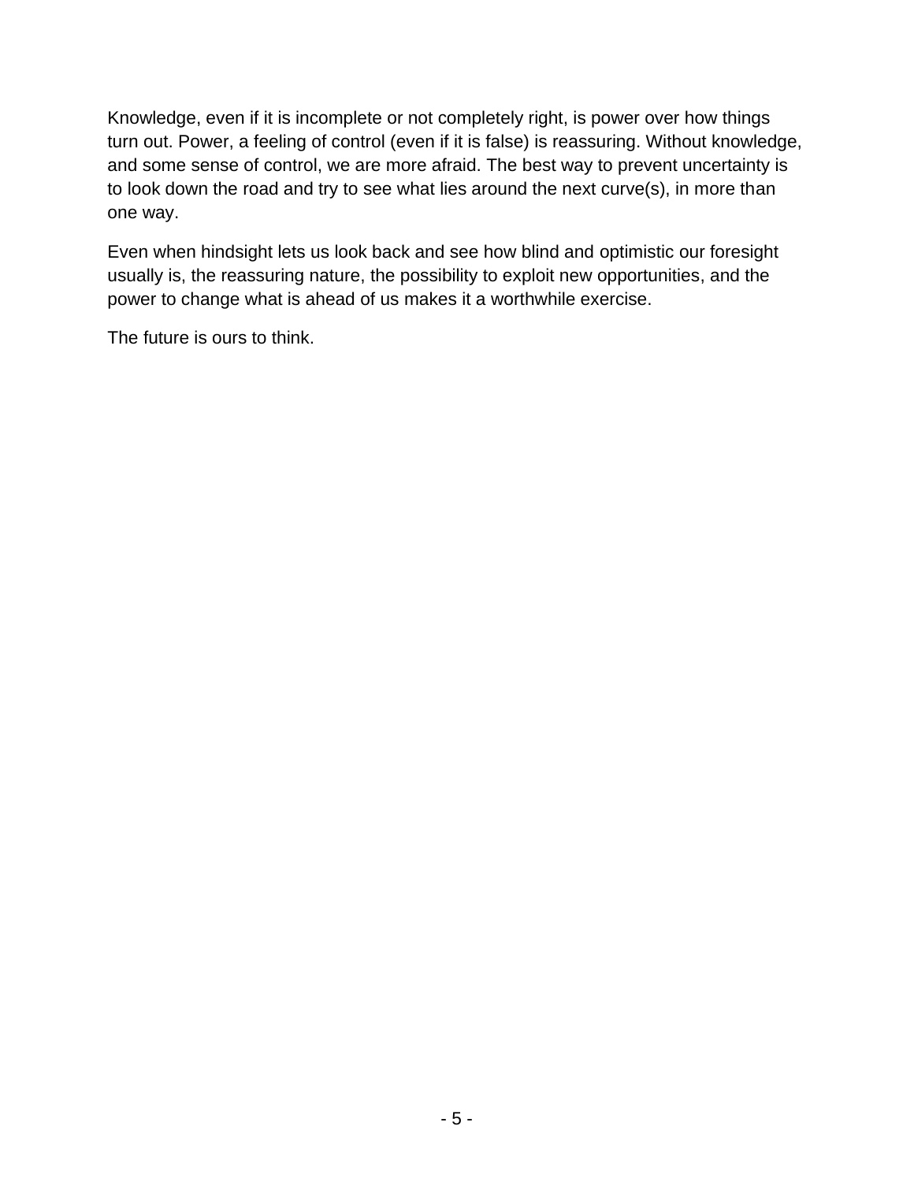Knowledge, even if it is incomplete or not completely right, is power over how things turn out. Power, a feeling of control (even if it is false) is reassuring. Without knowledge, and some sense of control, we are more afraid. The best way to prevent uncertainty is to look down the road and try to see what lies around the next curve(s), in more than one way.

Even when hindsight lets us look back and see how blind and optimistic our foresight usually is, the reassuring nature, the possibility to exploit new opportunities, and the power to change what is ahead of us makes it a worthwhile exercise.

The future is ours to think.